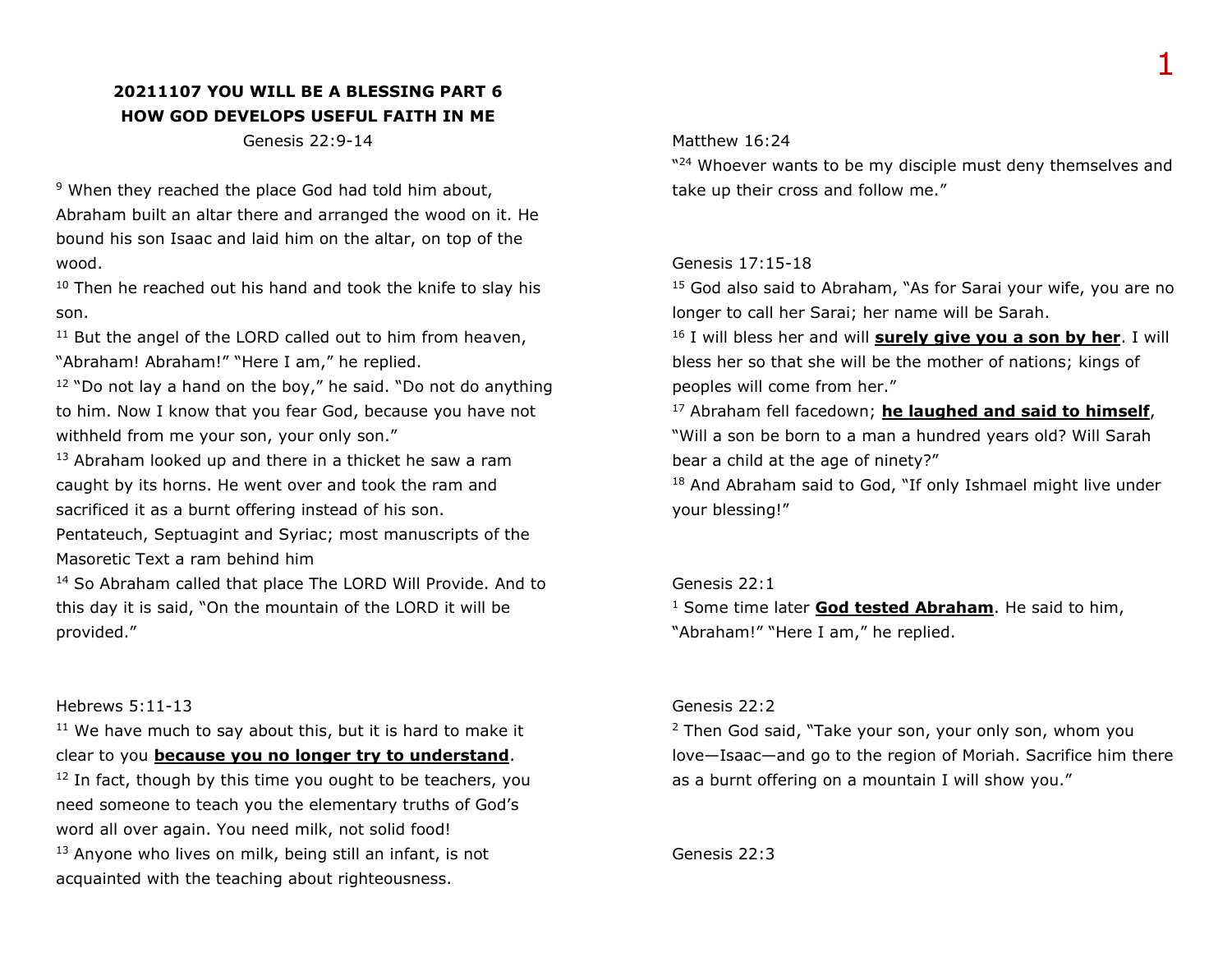## 20211107 YOU WILL BE A BLESSING PART 6
## HOW GOD DEVELOPS USEFUL FAITH IN ME

Genesis 22:9-14

[9] When they reached the place God had told him about, Abraham built an altar there and arranged the wood on it. He bound his son Isaac and laid him on the altar, on top of the wood.
[10] Then he reached out his hand and took the knife to slay his son.
[11] But the angel of the LORD called out to him from heaven, "Abraham! Abraham!" "Here I am," he replied.
[12] "Do not lay a hand on the boy," he said. "Do not do anything to him. Now I know that you fear God, because you have not withheld from me your son, your only son."
[13] Abraham looked up and there in a thicket he saw a ram caught by its horns. He went over and took the ram and sacrificed it as a burnt offering instead of his son.
Pentateuch, Septuagint and Syriac; most manuscripts of the Masoretic Text a ram behind him
[14] So Abraham called that place The LORD Will Provide. And to this day it is said, "On the mountain of the LORD it will be provided."

Hebrews 5:11-13

[11] We have much to say about this, but it is hard to make it clear to you **<u>because you no longer try to understand</u>**.
[12] In fact, though by this time you ought to be teachers, you need someone to teach you the elementary truths of God's word all over again. You need milk, not solid food!
[13] Anyone who lives on milk, being still an infant, is not acquainted with the teaching about righteousness.

Matthew 16:24

"[24] Whoever wants to be my disciple must deny themselves and take up their cross and follow me."

Genesis 17:15-18

[15] God also said to Abraham, "As for Sarai your wife, you are no longer to call her Sarai; her name will be Sarah.
[16] I will bless her and will **<u>surely give you a son by her</u>**. I will bless her so that she will be the mother of nations; kings of peoples will come from her."
[17] Abraham fell facedown; **<u>he laughed and said to himself</u>**, "Will a son be born to a man a hundred years old? Will Sarah bear a child at the age of ninety?"
[18] And Abraham said to God, "If only Ishmael might live under your blessing!"

Genesis 22:1

[1] Some time later **<u>God tested Abraham</u>**. He said to him, "Abraham!" "Here I am," he replied.

Genesis 22:2

[2] Then God said, "Take your son, your only son, whom you love—Isaac—and go to the region of Moriah. Sacrifice him there as a burnt offering on a mountain I will show you."

Genesis 22:3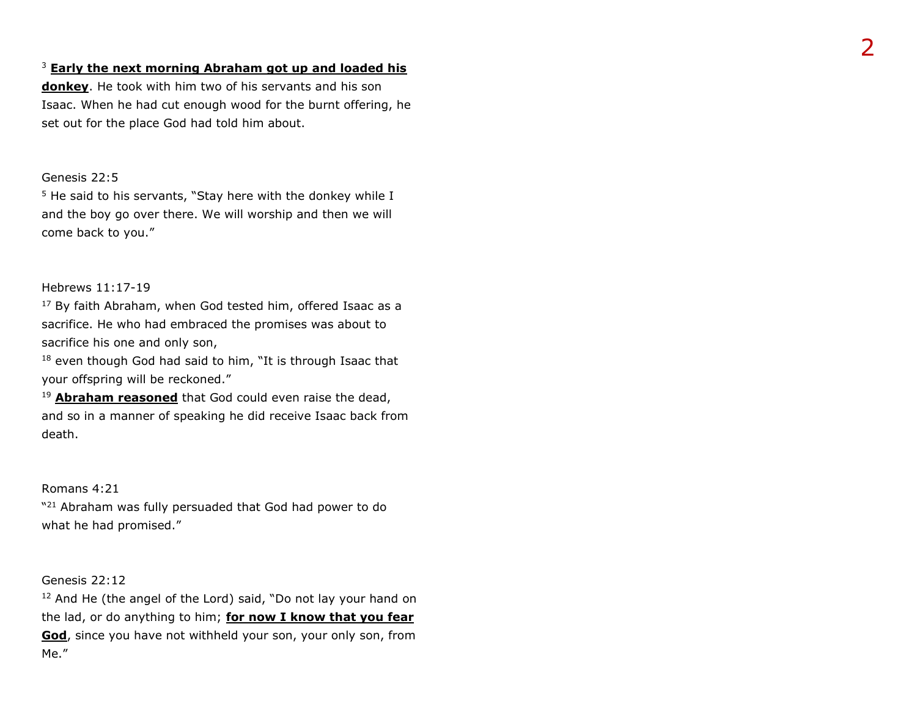[3] **Early the next morning Abraham got up and loaded his donkey**. He took with him two of his servants and his son Isaac. When he had cut enough wood for the burnt offering, he set out for the place God had told him about.

Genesis 22:5

[5] He said to his servants, "Stay here with the donkey while I and the boy go over there. We will worship and then we will come back to you."

Hebrews 11:17-19

[17] By faith Abraham, when God tested him, offered Isaac as a sacrifice. He who had embraced the promises was about to sacrifice his one and only son,

[18] even though God had said to him, "It is through Isaac that your offspring will be reckoned."

[19] **Abraham reasoned** that God could even raise the dead, and so in a manner of speaking he did receive Isaac back from death.

Romans 4:21

"[21] Abraham was fully persuaded that God had power to do what he had promised."

Genesis 22:12

[12] And He (the angel of the Lord) said, "Do not lay your hand on the lad, or do anything to him; **for now I know that you fear God**, since you have not withheld your son, your only son, from Me."